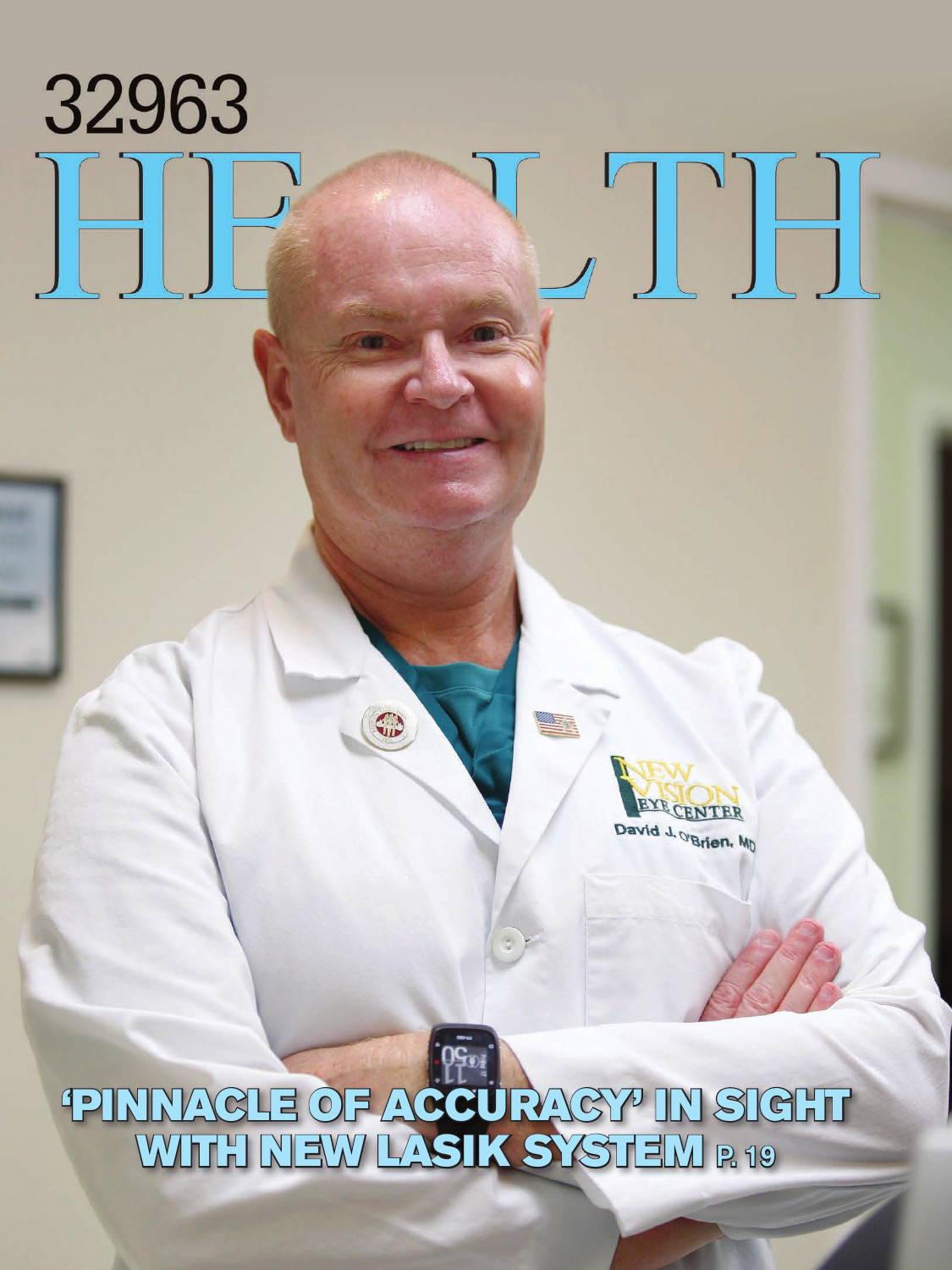32963

# HEALTH

## 'PINNACLE OF ACCURACY' IN SIGHT WITH NEW LASIK SYSTEM P. 19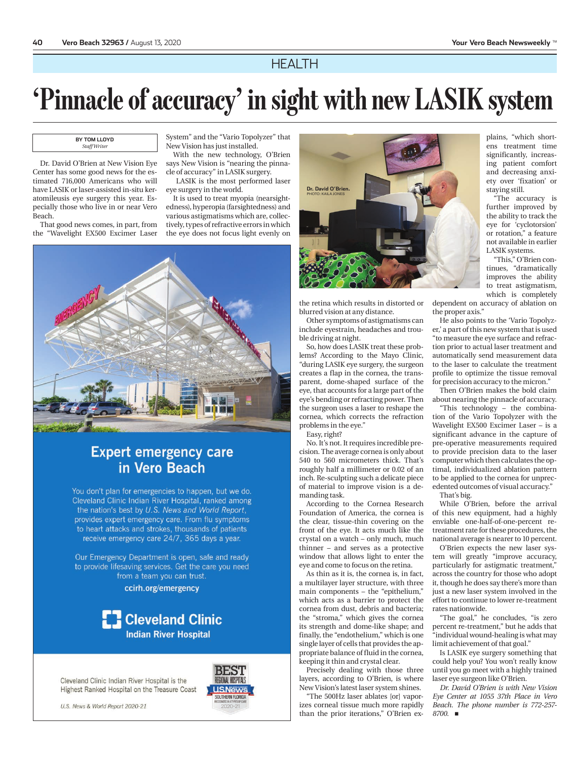# HEALTH

# 'Pinnacle of accuracy' in sight with new LASIK system

**BY TOM LLOYD**
*Staff Writer*

Dr. David O'Brien at New Vision Eye Center has some good news for the estimated 716,000 Americans who will have LASIK or laser-assisted in-situ keratomileusis eye surgery this year. Especially those who live in or near Vero Beach.

That good news comes, in part, from the "Wavelight EX500 Excimer Laser System" and the "Vario Topolyzer" that New Vision has just installed.

With the new technology, O'Brien says New Vision is "nearing the pinnacle of accuracy" in LASIK surgery.

LASIK is the most performed laser eye surgery in the world.

It is used to treat myopia (nearsightedness), hyperopia (farsightedness) and various astigmatisms which are, collectively, types of refractive errors in which the eye does not focus light evenly on the retina which results in distorted or blurred vision at any distance.

Other symptoms of astigmatisms can include eyestrain, headaches and trouble driving at night.

So, how does LASIK treat these problems? According to the Mayo Clinic, "during LASIK eye surgery, the surgeon creates a flap in the cornea, the transparent, dome-shaped surface of the eye, that accounts for a large part of the eye's bending or refracting power. Then the surgeon uses a laser to reshape the cornea, which corrects the refraction problems in the eye."

Easy, right?

No. It's not. It requires incredible precision. The average cornea is only about 540 to 560 micrometers thick. That's roughly half a millimeter or 0.02 of an inch. Re-sculpting such a delicate piece of material to improve vision is a demanding task.

According to the Cornea Research Foundation of America, the cornea is the clear, tissue-thin covering on the front of the eye. It acts much like the crystal on a watch – only much, much thinner – and serves as a protective window that allows light to enter the eye and come to focus on the retina.

As thin as it is, the cornea is, in fact, a multilayer layer structure, with three main components – the "epithelium," which acts as a barrier to protect the cornea from dust, debris and bacteria; the "stroma," which gives the cornea its strength and dome-like shape; and finally, the "endothelium," which is one single layer of cells that provides the appropriate balance of fluid in the cornea, keeping it thin and crystal clear.

Precisely dealing with those three layers, according to O'Brien, is where New Vision's latest laser system shines.

"The 500Hz laser ablates [or] vaporizes corneal tissue much more rapidly than the prior iterations," O'Brien explains, "which shortens treatment time significantly, increasing patient comfort and decreasing anxiety over 'fixation' or staying still.

"The accuracy is further improved by the ability to track the eye for 'cyclotorsion' or rotation," a feature not available in earlier LASIK systems.

"This," O'Brien continues, "dramatically improves the ability to treat astigmatism, which is completely dependent on accuracy of ablation on the proper axis."

He also points to the 'Vario Topolyzer,' a part of this new system that is used "to measure the eye surface and refraction prior to actual laser treatment and automatically send measurement data to the laser to calculate the treatment profile to optimize the tissue removal for precision accuracy to the micron."

Then O'Brien makes the bold claim about nearing the pinnacle of accuracy.

"This technology – the combination of the Vario Topolyzer with the Wavelight EX500 Excimer Laser – is a significant advance in the capture of pre-operative measurements required to provide precision data to the laser computer which then calculates the optimal, individualized ablation pattern to be applied to the cornea for unprecedented outcomes of visual accuracy."

That's big.

While O'Brien, before the arrival of this new equipment, had a highly enviable one-half-of-one-percent re-treatment rate for these procedures, the national average is nearer to 10 percent.

O'Brien expects the new laser system will greatly "improve accuracy, particularly for astigmatic treatment," across the country for those who adopt it, though he does say there's more than just a new laser system involved in the effort to continue to lower re-treatment rates nationwide.

"The goal," he concludes, "is zero percent re-treatment," but he adds that "individual wound-healing is what may limit achievement of that goal."

Is LASIK eye surgery something that could help you? You won't really know until you go meet with a highly trained laser eye surgeon like O'Brien.

*Dr. David O'Brien is with New Vision Eye Center at 1055 37th Place in Vero Beach. The phone number is 772-257-8700.* ■

Dr. David O'Brien.
PHOTO: KAILA JONES

**Expert emergency care in Vero Beach**

You don't plan for emergencies to happen, but we do. Cleveland Clinic Indian River Hospital, ranked among the nation's best by *U.S. News and World Report*, provides expert emergency care. From flu symptoms to heart attacks and strokes, thousands of patients receive emergency care 24/7, 365 days a year.

Our Emergency Department is open, safe and ready to provide lifesaving services. Get the care you need from a team you can trust.

ccirh.org/emergency

Cleveland Clinic
Indian River Hospital

Cleveland Clinic Indian River Hospital is the Highest Ranked Hospital on the Treasure Coast

*U.S. News & World Report 2020-21*

BEST REGIONAL HOSPITALS
USNews
SOUTHERN FLORIDA
2020-21